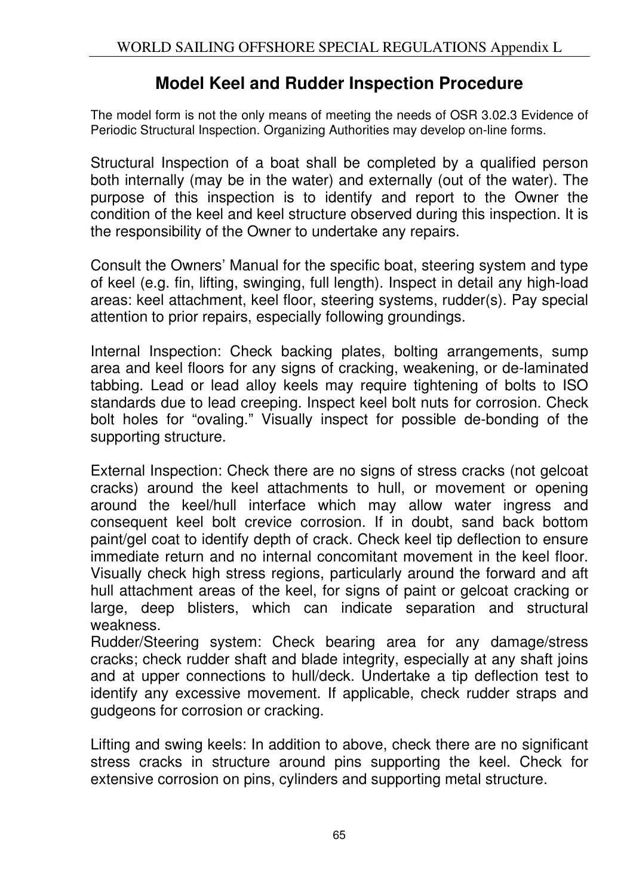# Model Keel and Rudder Inspection Procedure

The model form is not the only means of meeting the needs of OSR 3.02.3 Evidence of Periodic Structural Inspection. Organizing Authorities may develop on-line forms.

Structural Inspection of a boat shall be completed by a qualified person both internally (may be in the water) and externally (out of the water). The purpose of this inspection is to identify and report to the Owner the condition of the keel and keel structure observed during this inspection. It is the responsibility of the Owner to undertake any repairs.

Consult the Owners' Manual for the specific boat, steering system and type of keel (e.g. fin, lifting, swinging, full length). Inspect in detail any high-load areas: keel attachment, keel floor, steering systems, rudder(s). Pay special attention to prior repairs, especially following groundings.

Internal Inspection: Check backing plates, bolting arrangements, sump area and keel floors for any signs of cracking, weakening, or de-laminated tabbing. Lead or lead alloy keels may require tightening of bolts to ISO standards due to lead creeping. Inspect keel bolt nuts for corrosion. Check bolt holes for "ovaling." Visually inspect for possible de-bonding of the supporting structure.

External Inspection: Check there are no signs of stress cracks (not gelcoat cracks) around the keel attachments to hull, or movement or opening around the keel/hull interface which may allow water ingress and consequent keel bolt crevice corrosion. If in doubt, sand back bottom paint/gel coat to identify depth of crack. Check keel tip deflection to ensure immediate return and no internal concomitant movement in the keel floor. Visually check high stress regions, particularly around the forward and aft hull attachment areas of the keel, for signs of paint or gelcoat cracking or large, deep blisters, which can indicate separation and structural weakness.

Rudder/Steering system: Check bearing area for any damage/stress cracks; check rudder shaft and blade integrity, especially at any shaft joins and at upper connections to hull/deck. Undertake a tip deflection test to identify any excessive movement. If applicable, check rudder straps and gudgeons for corrosion or cracking.

Lifting and swing keels: In addition to above, check there are no significant stress cracks in structure around pins supporting the keel. Check for extensive corrosion on pins, cylinders and supporting metal structure.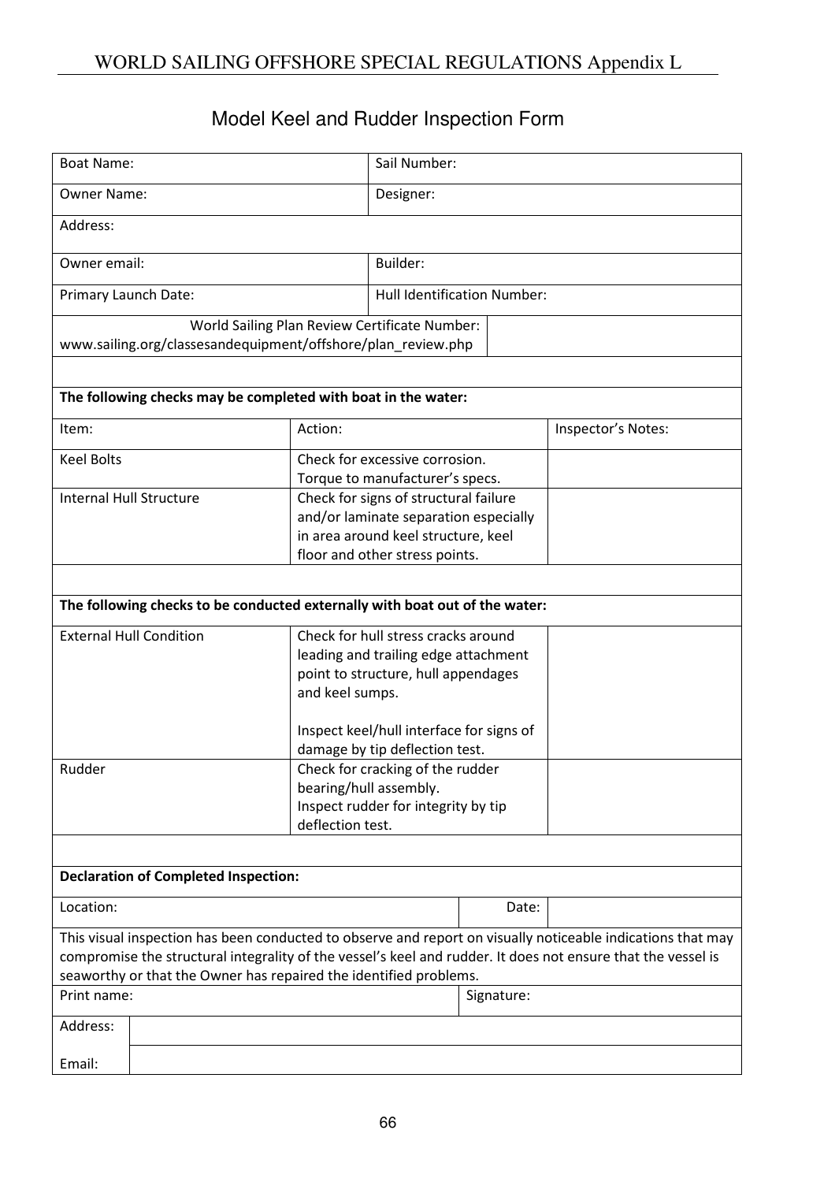# Model Keel and Rudder Inspection Form

| | | | |
|---|---|---|---|
| Boat Name: | | Sail Number: | |
| Owner Name: | | Designer: | |
| Address: | | | |
| Owner email: | | Builder: | |
| Primary Launch Date: | | Hull Identification Number: | |
| World Sailing Plan Review Certificate Number: www.sailing.org/classesandequipment/offshore/plan_review.php | | | |

**The following checks may be completed with boat in the water:**

| Item: | Action: | Inspector's Notes: |
|---|---|---|
| Keel Bolts | Check for excessive corrosion. Torque to manufacturer's specs. | |
| Internal Hull Structure | Check for signs of structural failure and/or laminate separation especially in area around keel structure, keel floor and other stress points. | |

**The following checks to be conducted externally with boat out of the water:**

| Item: | Action: | Inspector's Notes: |
|---|---|---|
| External Hull Condition | Check for hull stress cracks around leading and trailing edge attachment point to structure, hull appendages and keel sumps.<br><br>Inspect keel/hull interface for signs of damage by tip deflection test. | |
| Rudder | Check for cracking of the rudder bearing/hull assembly. Inspect rudder for integrity by tip deflection test. | |

**Declaration of Completed Inspection:**

| | | | |
|---|---|---|---|
| Location: | | Date: | |

This visual inspection has been conducted to observe and report on visually noticeable indications that may compromise the structural integrality of the vessel's keel and rudder. It does not ensure that the vessel is seaworthy or that the Owner has repaired the identified problems.

| | |
|---|---|
| Print name: | Signature: |
| Address: | |
| Email: | |